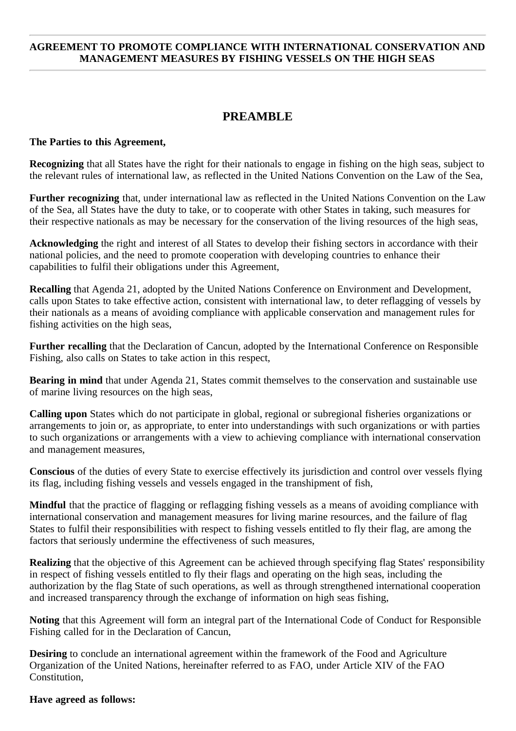# AGREEMENT TO PROMOTE COMPLIANCE WITH INTERNATIONAL CONSERVATION AND MANAGEMENT MEASURES BY FISHING VESSELS ON THE HIGH SEAS

## PREAMBLE

**The Parties to this Agreement,**

**Recognizing** that all States have the right for their nationals to engage in fishing on the high seas, subject to the relevant rules of international law, as reflected in the United Nations Convention on the Law of the Sea,

**Further recognizing** that, under international law as reflected in the United Nations Convention on the Law of the Sea, all States have the duty to take, or to cooperate with other States in taking, such measures for their respective nationals as may be necessary for the conservation of the living resources of the high seas,

**Acknowledging** the right and interest of all States to develop their fishing sectors in accordance with their national policies, and the need to promote cooperation with developing countries to enhance their capabilities to fulfil their obligations under this Agreement,

**Recalling** that Agenda 21, adopted by the United Nations Conference on Environment and Development, calls upon States to take effective action, consistent with international law, to deter reflagging of vessels by their nationals as a means of avoiding compliance with applicable conservation and management rules for fishing activities on the high seas,

**Further recalling** that the Declaration of Cancun, adopted by the International Conference on Responsible Fishing, also calls on States to take action in this respect,

**Bearing in mind** that under Agenda 21, States commit themselves to the conservation and sustainable use of marine living resources on the high seas,

**Calling upon** States which do not participate in global, regional or subregional fisheries organizations or arrangements to join or, as appropriate, to enter into understandings with such organizations or with parties to such organizations or arrangements with a view to achieving compliance with international conservation and management measures,

**Conscious** of the duties of every State to exercise effectively its jurisdiction and control over vessels flying its flag, including fishing vessels and vessels engaged in the transhipment of fish,

**Mindful** that the practice of flagging or reflagging fishing vessels as a means of avoiding compliance with international conservation and management measures for living marine resources, and the failure of flag States to fulfil their responsibilities with respect to fishing vessels entitled to fly their flag, are among the factors that seriously undermine the effectiveness of such measures,

**Realizing** that the objective of this Agreement can be achieved through specifying flag States' responsibility in respect of fishing vessels entitled to fly their flags and operating on the high seas, including the authorization by the flag State of such operations, as well as through strengthened international cooperation and increased transparency through the exchange of information on high seas fishing,

**Noting** that this Agreement will form an integral part of the International Code of Conduct for Responsible Fishing called for in the Declaration of Cancun,

**Desiring** to conclude an international agreement within the framework of the Food and Agriculture Organization of the United Nations, hereinafter referred to as FAO, under Article XIV of the FAO Constitution,

**Have agreed as follows:**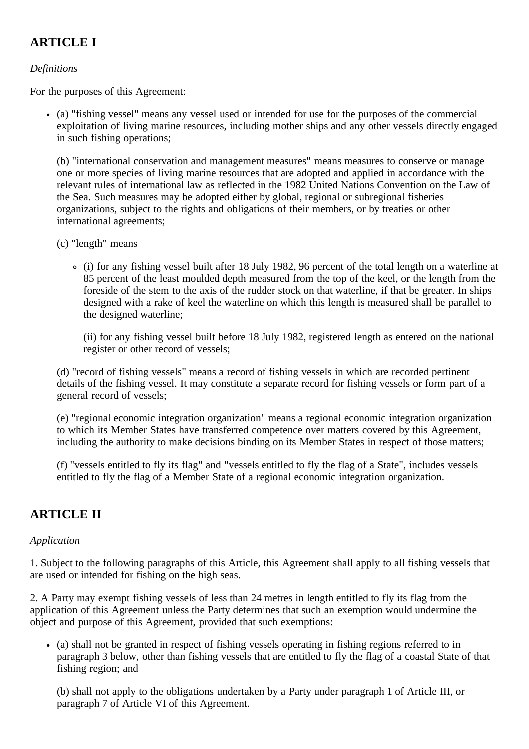## ARTICLE I

*Definitions*

For the purposes of this Agreement:

- (a) "fishing vessel" means any vessel used or intended for use for the purposes of the commercial exploitation of living marine resources, including mother ships and any other vessels directly engaged in such fishing operations;

  (b) "international conservation and management measures" means measures to conserve or manage one or more species of living marine resources that are adopted and applied in accordance with the relevant rules of international law as reflected in the 1982 United Nations Convention on the Law of the Sea. Such measures may be adopted either by global, regional or subregional fisheries organizations, subject to the rights and obligations of their members, or by treaties or other international agreements;

  (c) "length" means

  - (i) for any fishing vessel built after 18 July 1982, 96 percent of the total length on a waterline at 85 percent of the least moulded depth measured from the top of the keel, or the length from the foreside of the stem to the axis of the rudder stock on that waterline, if that be greater. In ships designed with a rake of keel the waterline on which this length is measured shall be parallel to the designed waterline;

    (ii) for any fishing vessel built before 18 July 1982, registered length as entered on the national register or other record of vessels;

  (d) "record of fishing vessels" means a record of fishing vessels in which are recorded pertinent details of the fishing vessel. It may constitute a separate record for fishing vessels or form part of a general record of vessels;

  (e) "regional economic integration organization" means a regional economic integration organization to which its Member States have transferred competence over matters covered by this Agreement, including the authority to make decisions binding on its Member States in respect of those matters;

  (f) "vessels entitled to fly its flag" and "vessels entitled to fly the flag of a State", includes vessels entitled to fly the flag of a Member State of a regional economic integration organization.

## ARTICLE II

*Application*

1. Subject to the following paragraphs of this Article, this Agreement shall apply to all fishing vessels that are used or intended for fishing on the high seas.

2. A Party may exempt fishing vessels of less than 24 metres in length entitled to fly its flag from the application of this Agreement unless the Party determines that such an exemption would undermine the object and purpose of this Agreement, provided that such exemptions:

- (a) shall not be granted in respect of fishing vessels operating in fishing regions referred to in paragraph 3 below, other than fishing vessels that are entitled to fly the flag of a coastal State of that fishing region; and

  (b) shall not apply to the obligations undertaken by a Party under paragraph 1 of Article III, or paragraph 7 of Article VI of this Agreement.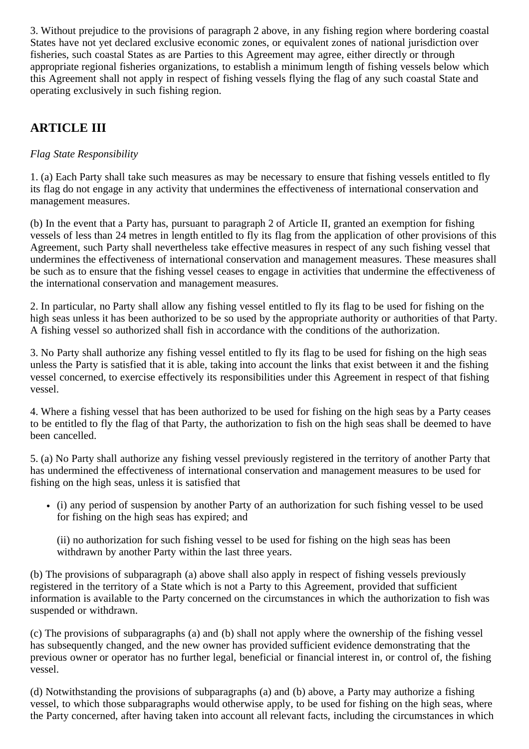3. Without prejudice to the provisions of paragraph 2 above, in any fishing region where bordering coastal States have not yet declared exclusive economic zones, or equivalent zones of national jurisdiction over fisheries, such coastal States as are Parties to this Agreement may agree, either directly or through appropriate regional fisheries organizations, to establish a minimum length of fishing vessels below which this Agreement shall not apply in respect of fishing vessels flying the flag of any such coastal State and operating exclusively in such fishing region.

## ARTICLE III

*Flag State Responsibility*

1. (a) Each Party shall take such measures as may be necessary to ensure that fishing vessels entitled to fly its flag do not engage in any activity that undermines the effectiveness of international conservation and management measures.

(b) In the event that a Party has, pursuant to paragraph 2 of Article II, granted an exemption for fishing vessels of less than 24 metres in length entitled to fly its flag from the application of other provisions of this Agreement, such Party shall nevertheless take effective measures in respect of any such fishing vessel that undermines the effectiveness of international conservation and management measures. These measures shall be such as to ensure that the fishing vessel ceases to engage in activities that undermine the effectiveness of the international conservation and management measures.

2. In particular, no Party shall allow any fishing vessel entitled to fly its flag to be used for fishing on the high seas unless it has been authorized to be so used by the appropriate authority or authorities of that Party. A fishing vessel so authorized shall fish in accordance with the conditions of the authorization.

3. No Party shall authorize any fishing vessel entitled to fly its flag to be used for fishing on the high seas unless the Party is satisfied that it is able, taking into account the links that exist between it and the fishing vessel concerned, to exercise effectively its responsibilities under this Agreement in respect of that fishing vessel.

4. Where a fishing vessel that has been authorized to be used for fishing on the high seas by a Party ceases to be entitled to fly the flag of that Party, the authorization to fish on the high seas shall be deemed to have been cancelled.

5. (a) No Party shall authorize any fishing vessel previously registered in the territory of another Party that has undermined the effectiveness of international conservation and management measures to be used for fishing on the high seas, unless it is satisfied that

- (i) any period of suspension by another Party of an authorization for such fishing vessel to be used for fishing on the high seas has expired; and

  (ii) no authorization for such fishing vessel to be used for fishing on the high seas has been withdrawn by another Party within the last three years.

(b) The provisions of subparagraph (a) above shall also apply in respect of fishing vessels previously registered in the territory of a State which is not a Party to this Agreement, provided that sufficient information is available to the Party concerned on the circumstances in which the authorization to fish was suspended or withdrawn.

(c) The provisions of subparagraphs (a) and (b) shall not apply where the ownership of the fishing vessel has subsequently changed, and the new owner has provided sufficient evidence demonstrating that the previous owner or operator has no further legal, beneficial or financial interest in, or control of, the fishing vessel.

(d) Notwithstanding the provisions of subparagraphs (a) and (b) above, a Party may authorize a fishing vessel, to which those subparagraphs would otherwise apply, to be used for fishing on the high seas, where the Party concerned, after having taken into account all relevant facts, including the circumstances in which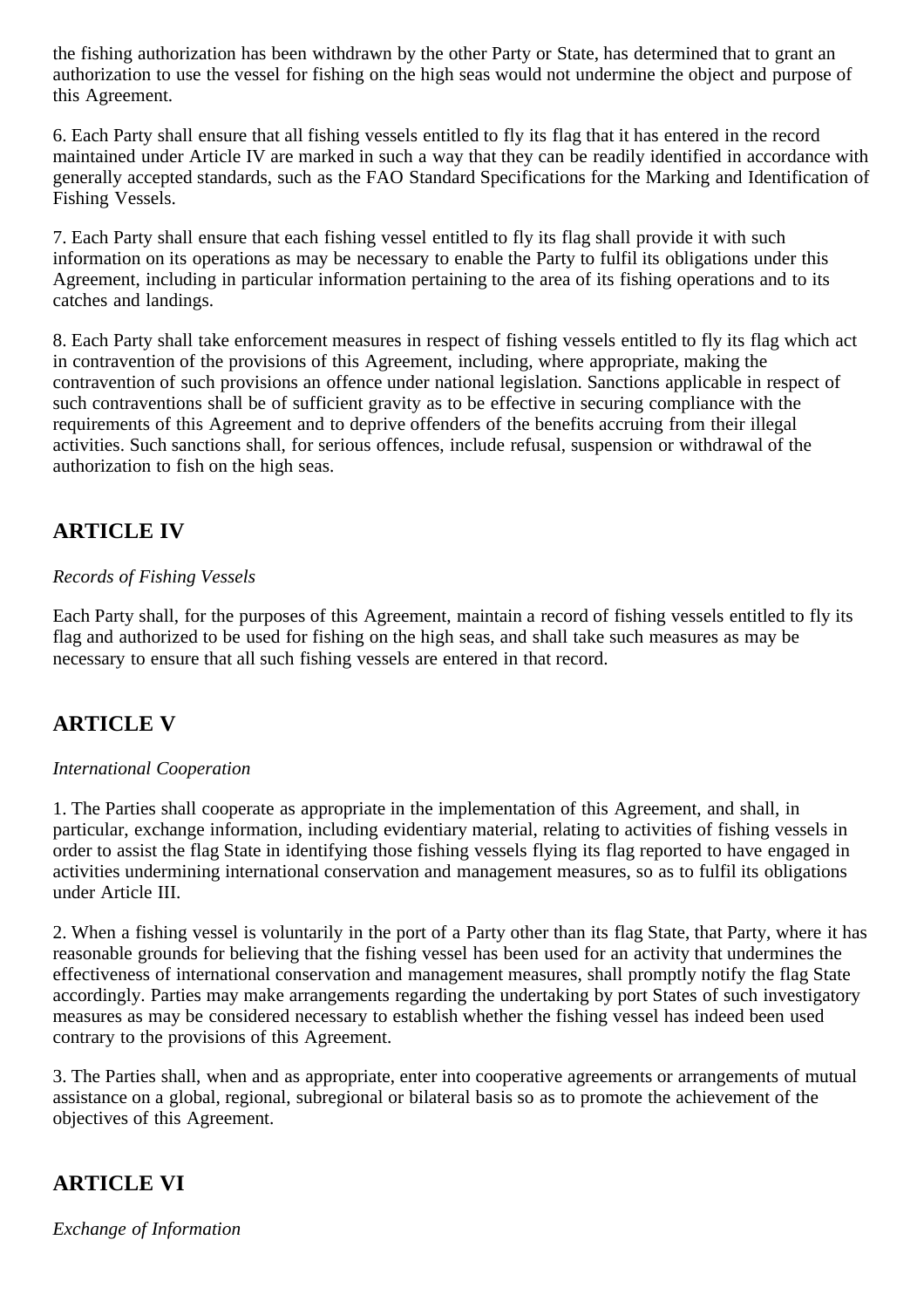the fishing authorization has been withdrawn by the other Party or State, has determined that to grant an authorization to use the vessel for fishing on the high seas would not undermine the object and purpose of this Agreement.

6. Each Party shall ensure that all fishing vessels entitled to fly its flag that it has entered in the record maintained under Article IV are marked in such a way that they can be readily identified in accordance with generally accepted standards, such as the FAO Standard Specifications for the Marking and Identification of Fishing Vessels.

7. Each Party shall ensure that each fishing vessel entitled to fly its flag shall provide it with such information on its operations as may be necessary to enable the Party to fulfil its obligations under this Agreement, including in particular information pertaining to the area of its fishing operations and to its catches and landings.

8. Each Party shall take enforcement measures in respect of fishing vessels entitled to fly its flag which act in contravention of the provisions of this Agreement, including, where appropriate, making the contravention of such provisions an offence under national legislation. Sanctions applicable in respect of such contraventions shall be of sufficient gravity as to be effective in securing compliance with the requirements of this Agreement and to deprive offenders of the benefits accruing from their illegal activities. Such sanctions shall, for serious offences, include refusal, suspension or withdrawal of the authorization to fish on the high seas.

## ARTICLE IV

*Records of Fishing Vessels*

Each Party shall, for the purposes of this Agreement, maintain a record of fishing vessels entitled to fly its flag and authorized to be used for fishing on the high seas, and shall take such measures as may be necessary to ensure that all such fishing vessels are entered in that record.

## ARTICLE V

*International Cooperation*

1. The Parties shall cooperate as appropriate in the implementation of this Agreement, and shall, in particular, exchange information, including evidentiary material, relating to activities of fishing vessels in order to assist the flag State in identifying those fishing vessels flying its flag reported to have engaged in activities undermining international conservation and management measures, so as to fulfil its obligations under Article III.

2. When a fishing vessel is voluntarily in the port of a Party other than its flag State, that Party, where it has reasonable grounds for believing that the fishing vessel has been used for an activity that undermines the effectiveness of international conservation and management measures, shall promptly notify the flag State accordingly. Parties may make arrangements regarding the undertaking by port States of such investigatory measures as may be considered necessary to establish whether the fishing vessel has indeed been used contrary to the provisions of this Agreement.

3. The Parties shall, when and as appropriate, enter into cooperative agreements or arrangements of mutual assistance on a global, regional, subregional or bilateral basis so as to promote the achievement of the objectives of this Agreement.

## ARTICLE VI

*Exchange of Information*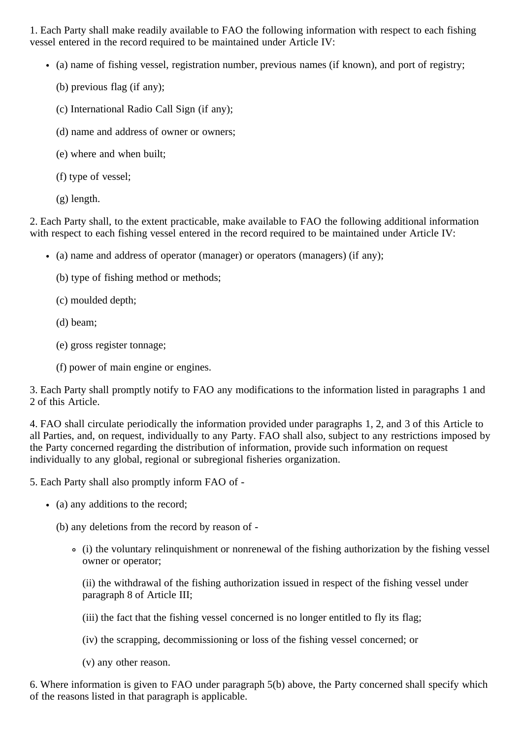1. Each Party shall make readily available to FAO the following information with respect to each fishing vessel entered in the record required to be maintained under Article IV:

- (a) name of fishing vessel, registration number, previous names (if known), and port of registry;

  (b) previous flag (if any);

  (c) International Radio Call Sign (if any);

  (d) name and address of owner or owners;

  (e) where and when built;

  (f) type of vessel;

  (g) length.

2. Each Party shall, to the extent practicable, make available to FAO the following additional information with respect to each fishing vessel entered in the record required to be maintained under Article IV:

- (a) name and address of operator (manager) or operators (managers) (if any);

  (b) type of fishing method or methods;

  (c) moulded depth;

  (d) beam;

  (e) gross register tonnage;

  (f) power of main engine or engines.

3. Each Party shall promptly notify to FAO any modifications to the information listed in paragraphs 1 and 2 of this Article.

4. FAO shall circulate periodically the information provided under paragraphs 1, 2, and 3 of this Article to all Parties, and, on request, individually to any Party. FAO shall also, subject to any restrictions imposed by the Party concerned regarding the distribution of information, provide such information on request individually to any global, regional or subregional fisheries organization.

5. Each Party shall also promptly inform FAO of -

- (a) any additions to the record;

  (b) any deletions from the record by reason of -

  - (i) the voluntary relinquishment or nonrenewal of the fishing authorization by the fishing vessel owner or operator;

    (ii) the withdrawal of the fishing authorization issued in respect of the fishing vessel under paragraph 8 of Article III;

    (iii) the fact that the fishing vessel concerned is no longer entitled to fly its flag;

    (iv) the scrapping, decommissioning or loss of the fishing vessel concerned; or

    (v) any other reason.

6. Where information is given to FAO under paragraph 5(b) above, the Party concerned shall specify which of the reasons listed in that paragraph is applicable.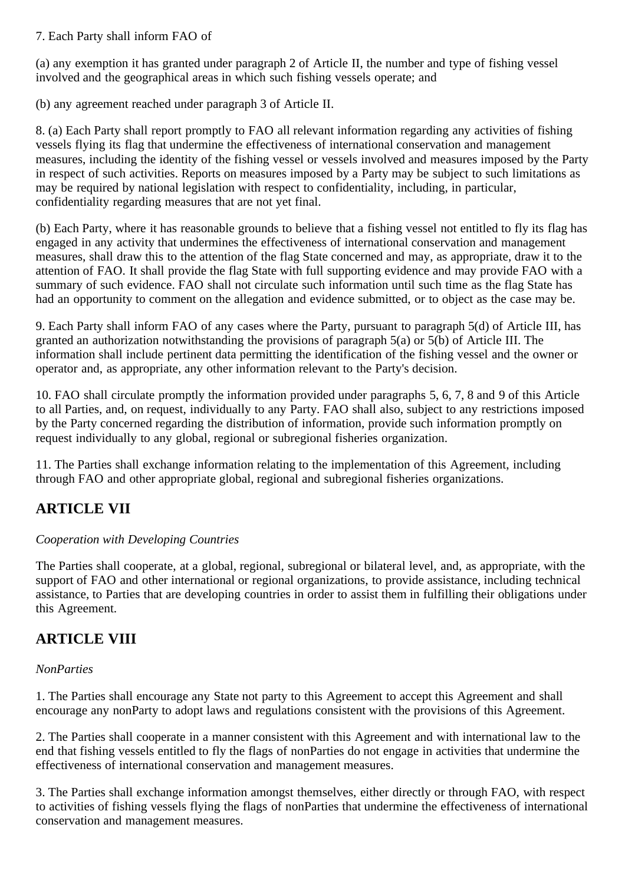7. Each Party shall inform FAO of

(a) any exemption it has granted under paragraph 2 of Article II, the number and type of fishing vessel involved and the geographical areas in which such fishing vessels operate; and

(b) any agreement reached under paragraph 3 of Article II.

8. (a) Each Party shall report promptly to FAO all relevant information regarding any activities of fishing vessels flying its flag that undermine the effectiveness of international conservation and management measures, including the identity of the fishing vessel or vessels involved and measures imposed by the Party in respect of such activities. Reports on measures imposed by a Party may be subject to such limitations as may be required by national legislation with respect to confidentiality, including, in particular, confidentiality regarding measures that are not yet final.

(b) Each Party, where it has reasonable grounds to believe that a fishing vessel not entitled to fly its flag has engaged in any activity that undermines the effectiveness of international conservation and management measures, shall draw this to the attention of the flag State concerned and may, as appropriate, draw it to the attention of FAO. It shall provide the flag State with full supporting evidence and may provide FAO with a summary of such evidence. FAO shall not circulate such information until such time as the flag State has had an opportunity to comment on the allegation and evidence submitted, or to object as the case may be.

9. Each Party shall inform FAO of any cases where the Party, pursuant to paragraph 5(d) of Article III, has granted an authorization notwithstanding the provisions of paragraph 5(a) or 5(b) of Article III. The information shall include pertinent data permitting the identification of the fishing vessel and the owner or operator and, as appropriate, any other information relevant to the Party's decision.

10. FAO shall circulate promptly the information provided under paragraphs 5, 6, 7, 8 and 9 of this Article to all Parties, and, on request, individually to any Party. FAO shall also, subject to any restrictions imposed by the Party concerned regarding the distribution of information, provide such information promptly on request individually to any global, regional or subregional fisheries organization.

11. The Parties shall exchange information relating to the implementation of this Agreement, including through FAO and other appropriate global, regional and subregional fisheries organizations.

## ARTICLE VII

*Cooperation with Developing Countries*

The Parties shall cooperate, at a global, regional, subregional or bilateral level, and, as appropriate, with the support of FAO and other international or regional organizations, to provide assistance, including technical assistance, to Parties that are developing countries in order to assist them in fulfilling their obligations under this Agreement.

## ARTICLE VIII

*NonParties*

1. The Parties shall encourage any State not party to this Agreement to accept this Agreement and shall encourage any nonParty to adopt laws and regulations consistent with the provisions of this Agreement.

2. The Parties shall cooperate in a manner consistent with this Agreement and with international law to the end that fishing vessels entitled to fly the flags of nonParties do not engage in activities that undermine the effectiveness of international conservation and management measures.

3. The Parties shall exchange information amongst themselves, either directly or through FAO, with respect to activities of fishing vessels flying the flags of nonParties that undermine the effectiveness of international conservation and management measures.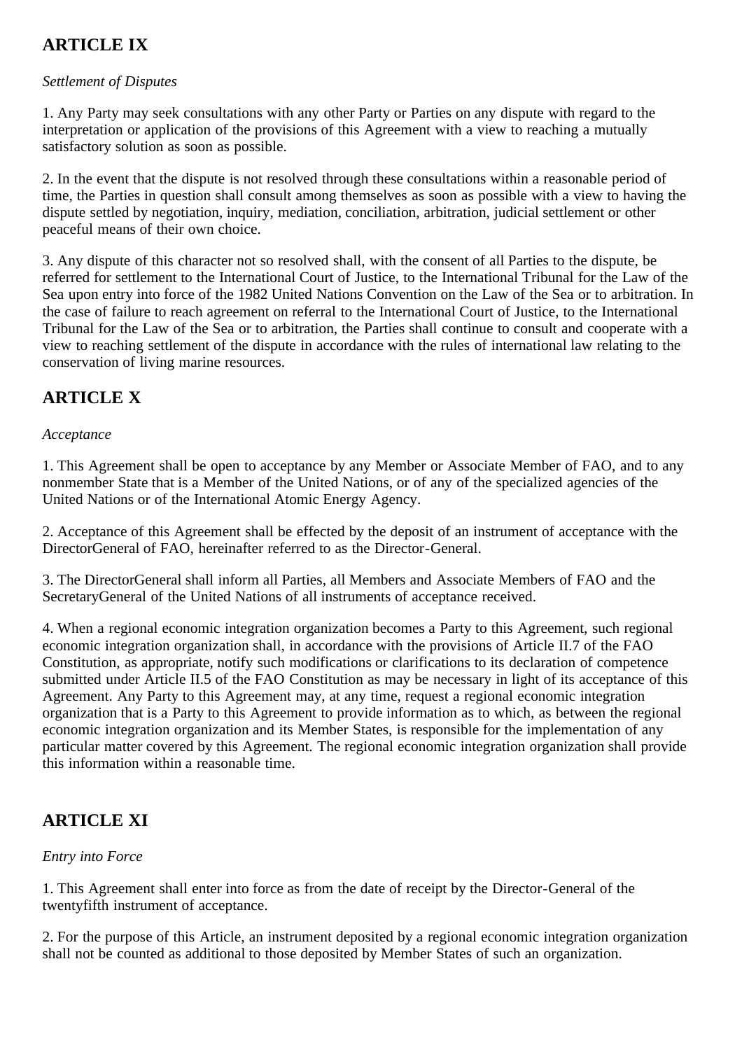## ARTICLE IX

*Settlement of Disputes*

1. Any Party may seek consultations with any other Party or Parties on any dispute with regard to the interpretation or application of the provisions of this Agreement with a view to reaching a mutually satisfactory solution as soon as possible.

2. In the event that the dispute is not resolved through these consultations within a reasonable period of time, the Parties in question shall consult among themselves as soon as possible with a view to having the dispute settled by negotiation, inquiry, mediation, conciliation, arbitration, judicial settlement or other peaceful means of their own choice.

3. Any dispute of this character not so resolved shall, with the consent of all Parties to the dispute, be referred for settlement to the International Court of Justice, to the International Tribunal for the Law of the Sea upon entry into force of the 1982 United Nations Convention on the Law of the Sea or to arbitration. In the case of failure to reach agreement on referral to the International Court of Justice, to the International Tribunal for the Law of the Sea or to arbitration, the Parties shall continue to consult and cooperate with a view to reaching settlement of the dispute in accordance with the rules of international law relating to the conservation of living marine resources.

## ARTICLE X

*Acceptance*

1. This Agreement shall be open to acceptance by any Member or Associate Member of FAO, and to any nonmember State that is a Member of the United Nations, or of any of the specialized agencies of the United Nations or of the International Atomic Energy Agency.

2. Acceptance of this Agreement shall be effected by the deposit of an instrument of acceptance with the DirectorGeneral of FAO, hereinafter referred to as the Director-General.

3. The DirectorGeneral shall inform all Parties, all Members and Associate Members of FAO and the SecretaryGeneral of the United Nations of all instruments of acceptance received.

4. When a regional economic integration organization becomes a Party to this Agreement, such regional economic integration organization shall, in accordance with the provisions of Article II.7 of the FAO Constitution, as appropriate, notify such modifications or clarifications to its declaration of competence submitted under Article II.5 of the FAO Constitution as may be necessary in light of its acceptance of this Agreement. Any Party to this Agreement may, at any time, request a regional economic integration organization that is a Party to this Agreement to provide information as to which, as between the regional economic integration organization and its Member States, is responsible for the implementation of any particular matter covered by this Agreement. The regional economic integration organization shall provide this information within a reasonable time.

## ARTICLE XI

*Entry into Force*

1. This Agreement shall enter into force as from the date of receipt by the Director-General of the twentyfifth instrument of acceptance.

2. For the purpose of this Article, an instrument deposited by a regional economic integration organization shall not be counted as additional to those deposited by Member States of such an organization.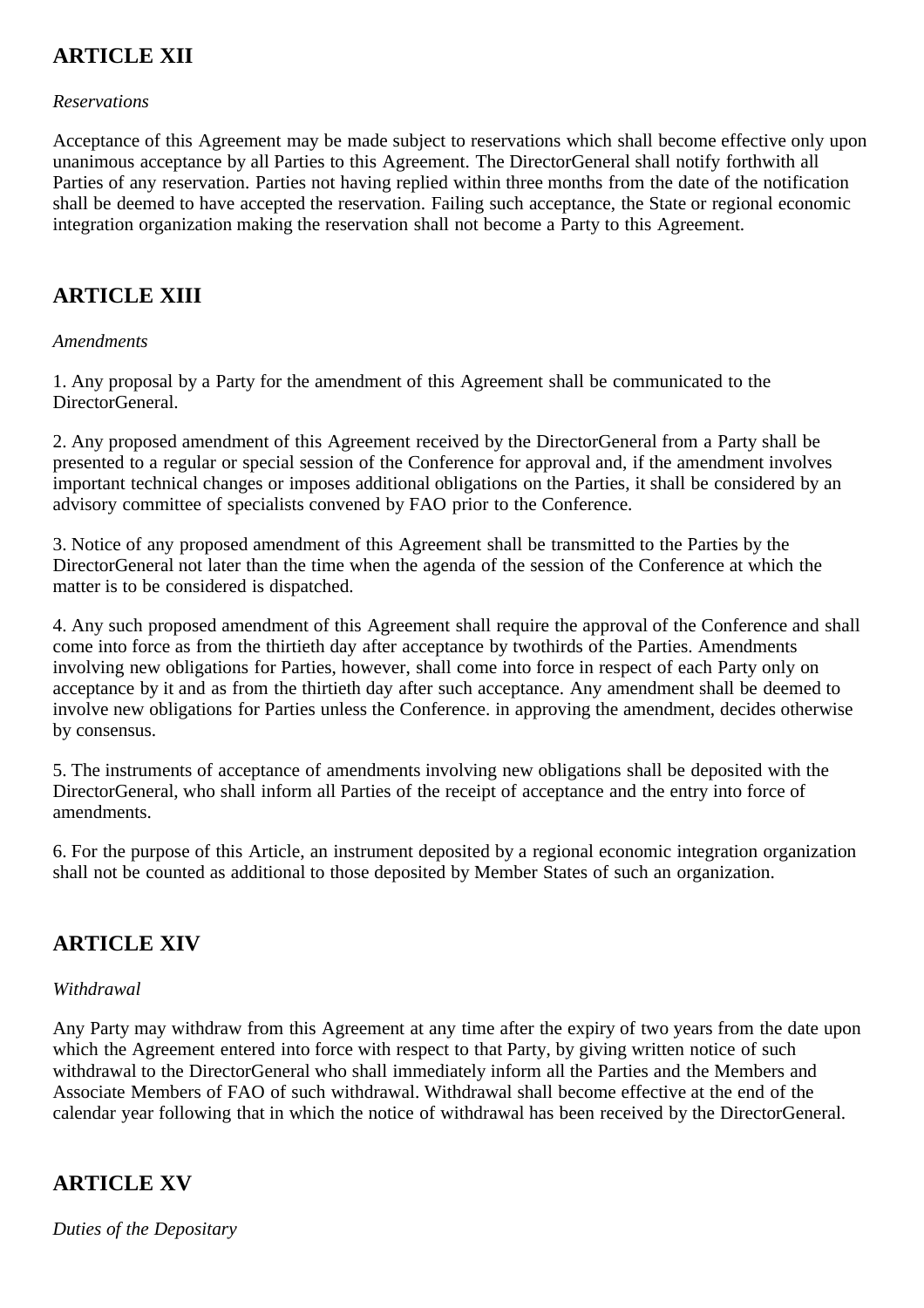## ARTICLE XII

*Reservations*

Acceptance of this Agreement may be made subject to reservations which shall become effective only upon unanimous acceptance by all Parties to this Agreement. The DirectorGeneral shall notify forthwith all Parties of any reservation. Parties not having replied within three months from the date of the notification shall be deemed to have accepted the reservation. Failing such acceptance, the State or regional economic integration organization making the reservation shall not become a Party to this Agreement.

## ARTICLE XIII

*Amendments*

1. Any proposal by a Party for the amendment of this Agreement shall be communicated to the DirectorGeneral.

2. Any proposed amendment of this Agreement received by the DirectorGeneral from a Party shall be presented to a regular or special session of the Conference for approval and, if the amendment involves important technical changes or imposes additional obligations on the Parties, it shall be considered by an advisory committee of specialists convened by FAO prior to the Conference.

3. Notice of any proposed amendment of this Agreement shall be transmitted to the Parties by the DirectorGeneral not later than the time when the agenda of the session of the Conference at which the matter is to be considered is dispatched.

4. Any such proposed amendment of this Agreement shall require the approval of the Conference and shall come into force as from the thirtieth day after acceptance by twothirds of the Parties. Amendments involving new obligations for Parties, however, shall come into force in respect of each Party only on acceptance by it and as from the thirtieth day after such acceptance. Any amendment shall be deemed to involve new obligations for Parties unless the Conference. in approving the amendment, decides otherwise by consensus.

5. The instruments of acceptance of amendments involving new obligations shall be deposited with the DirectorGeneral, who shall inform all Parties of the receipt of acceptance and the entry into force of amendments.

6. For the purpose of this Article, an instrument deposited by a regional economic integration organization shall not be counted as additional to those deposited by Member States of such an organization.

## ARTICLE XIV

*Withdrawal*

Any Party may withdraw from this Agreement at any time after the expiry of two years from the date upon which the Agreement entered into force with respect to that Party, by giving written notice of such withdrawal to the DirectorGeneral who shall immediately inform all the Parties and the Members and Associate Members of FAO of such withdrawal. Withdrawal shall become effective at the end of the calendar year following that in which the notice of withdrawal has been received by the DirectorGeneral.

## ARTICLE XV

*Duties of the Depositary*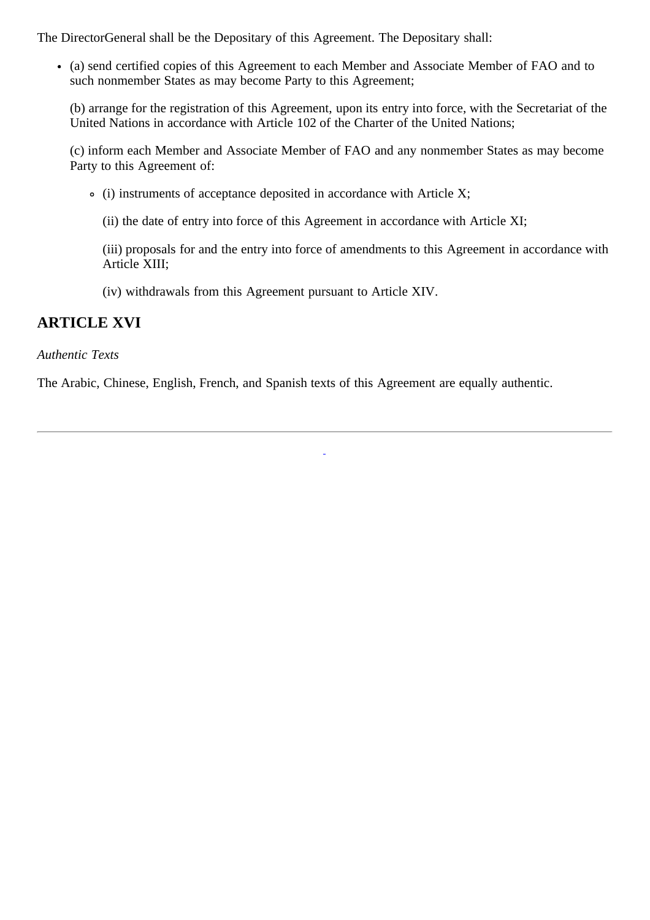The DirectorGeneral shall be the Depositary of this Agreement. The Depositary shall:

- (a) send certified copies of this Agreement to each Member and Associate Member of FAO and to such nonmember States as may become Party to this Agreement;

  (b) arrange for the registration of this Agreement, upon its entry into force, with the Secretariat of the United Nations in accordance with Article 102 of the Charter of the United Nations;

  (c) inform each Member and Associate Member of FAO and any nonmember States as may become Party to this Agreement of:

  - (i) instruments of acceptance deposited in accordance with Article X;

    (ii) the date of entry into force of this Agreement in accordance with Article XI;

    (iii) proposals for and the entry into force of amendments to this Agreement in accordance with Article XIII;

    (iv) withdrawals from this Agreement pursuant to Article XIV.

## ARTICLE XVI

*Authentic Texts*

The Arabic, Chinese, English, French, and Spanish texts of this Agreement are equally authentic.

---